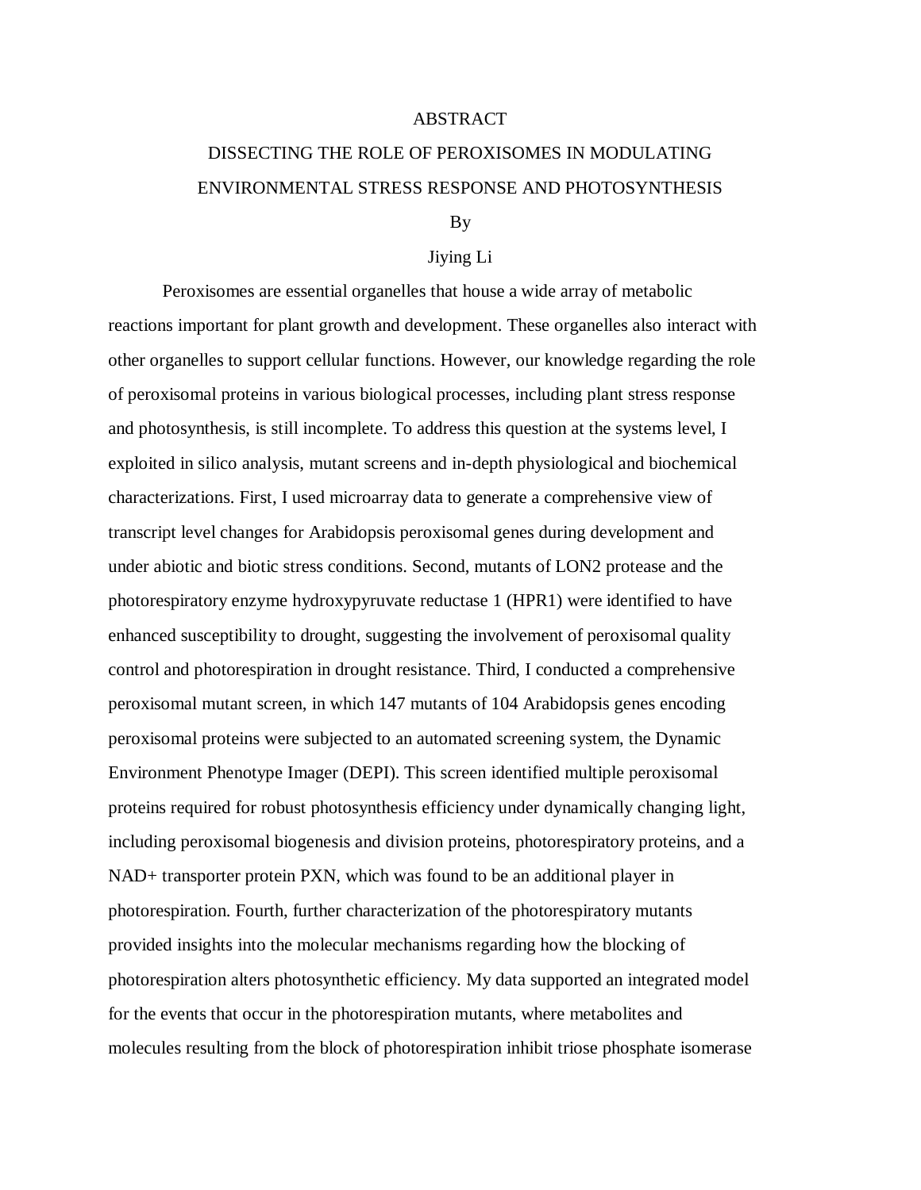# ABSTRACT

## DISSECTING THE ROLE OF PEROXISOMES IN MODULATING ENVIRONMENTAL STRESS RESPONSE AND PHOTOSYNTHESIS

By

Jiying Li

Peroxisomes are essential organelles that house a wide array of metabolic reactions important for plant growth and development. These organelles also interact with other organelles to support cellular functions. However, our knowledge regarding the role of peroxisomal proteins in various biological processes, including plant stress response and photosynthesis, is still incomplete. To address this question at the systems level, I exploited in silico analysis, mutant screens and in-depth physiological and biochemical characterizations. First, I used microarray data to generate a comprehensive view of transcript level changes for Arabidopsis peroxisomal genes during development and under abiotic and biotic stress conditions. Second, mutants of LON2 protease and the photorespiratory enzyme hydroxypyruvate reductase 1 (HPR1) were identified to have enhanced susceptibility to drought, suggesting the involvement of peroxisomal quality control and photorespiration in drought resistance. Third, I conducted a comprehensive peroxisomal mutant screen, in which 147 mutants of 104 Arabidopsis genes encoding peroxisomal proteins were subjected to an automated screening system, the Dynamic Environment Phenotype Imager (DEPI). This screen identified multiple peroxisomal proteins required for robust photosynthesis efficiency under dynamically changing light, including peroxisomal biogenesis and division proteins, photorespiratory proteins, and a $NAD^+$ transporter protein PXN, which was found to be an additional player in photorespiration. Fourth, further characterization of the photorespiratory mutants provided insights into the molecular mechanisms regarding how the blocking of photorespiration alters photosynthetic efficiency. My data supported an integrated model for the events that occur in the photorespiration mutants, where metabolites and molecules resulting from the block of photorespiration inhibit triose phosphate isomerase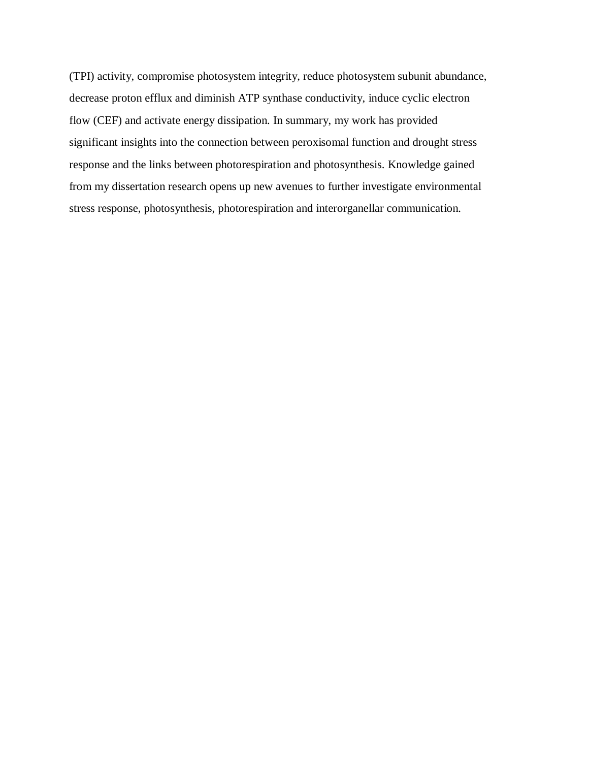(TPI) activity, compromise photosystem integrity, reduce photosystem subunit abundance, decrease proton efflux and diminish ATP synthase conductivity, induce cyclic electron flow (CEF) and activate energy dissipation. In summary, my work has provided significant insights into the connection between peroxisomal function and drought stress response and the links between photorespiration and photosynthesis. Knowledge gained from my dissertation research opens up new avenues to further investigate environmental stress response, photosynthesis, photorespiration and interorganellar communication.